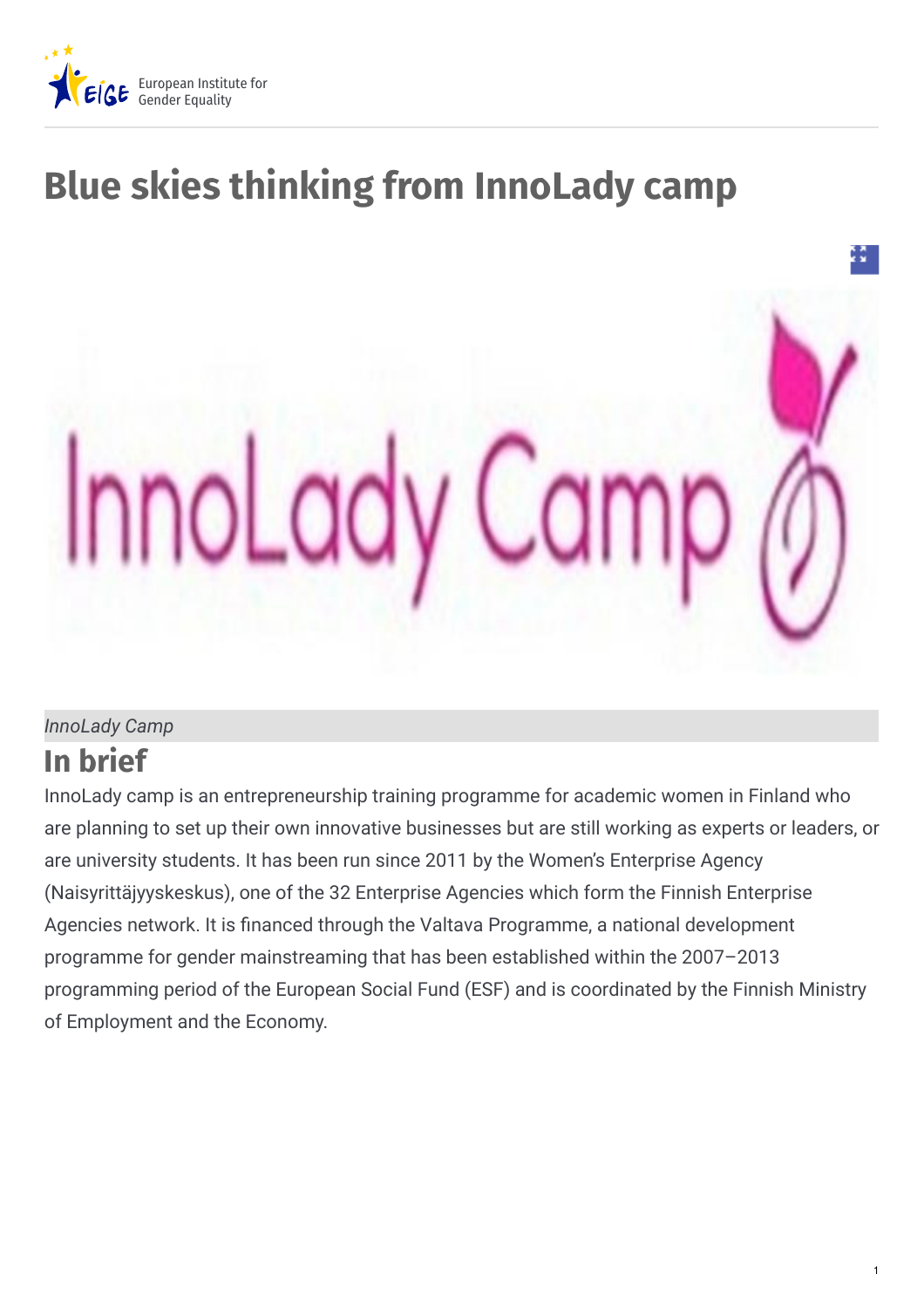# Blue skies thinking from InnoLady camp

*InnoLady Camp*

## In brief

InnoLady camp is an entrepreneurship training programme for academic women in Finland who are planning to set up their own innovative businesses but are still working as experts or leaders, or are university students. It has been run since 2011 by the Women's Enterprise Agency (Naisyrittäjyyskeskus), one of the 32 Enterprise Agencies which form the Finnish Enterprise Agencies network. It is financed through the Valtava Programme, a national development programme for gender mainstreaming that has been established within the 2007–2013 programming period of the European Social Fund (ESF) and is coordinated by the Finnish Ministry of Employment and the Economy.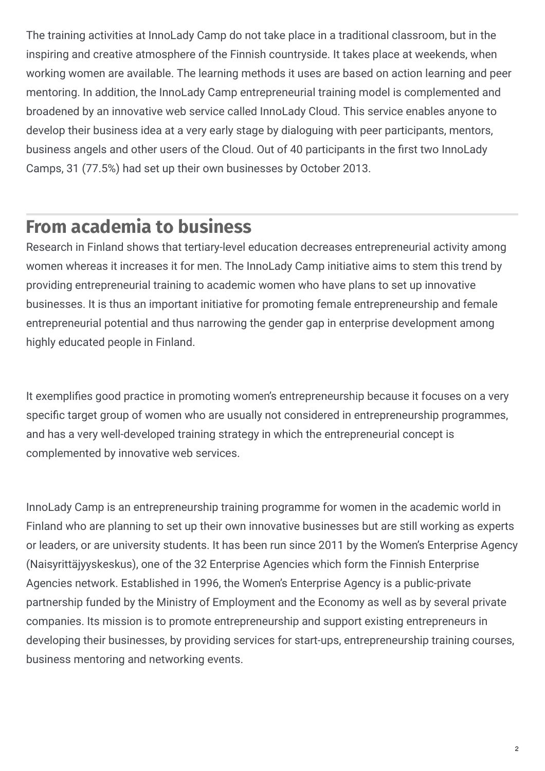The training activities at InnoLady Camp do not take place in a traditional classroom, but in the inspiring and creative atmosphere of the Finnish countryside. It takes place at weekends, when working women are available. The learning methods it uses are based on action learning and peer mentoring. In addition, the InnoLady Camp entrepreneurial training model is complemented and broadened by an innovative web service called InnoLady Cloud. This service enables anyone to develop their business idea at a very early stage by dialoguing with peer participants, mentors, business angels and other users of the Cloud. Out of 40 participants in the first two InnoLady Camps, 31 (77.5%) had set up their own businesses by October 2013.

## From academia to business

Research in Finland shows that tertiary-level education decreases entrepreneurial activity among women whereas it increases it for men. The InnoLady Camp initiative aims to stem this trend by providing entrepreneurial training to academic women who have plans to set up innovative businesses. It is thus an important initiative for promoting female entrepreneurship and female entrepreneurial potential and thus narrowing the gender gap in enterprise development among highly educated people in Finland.

It exemplifies good practice in promoting women's entrepreneurship because it focuses on a very specific target group of women who are usually not considered in entrepreneurship programmes, and has a very well-developed training strategy in which the entrepreneurial concept is complemented by innovative web services.

InnoLady Camp is an entrepreneurship training programme for women in the academic world in Finland who are planning to set up their own innovative businesses but are still working as experts or leaders, or are university students. It has been run since 2011 by the Women's Enterprise Agency (Naisyrittäjyyskeskus), one of the 32 Enterprise Agencies which form the Finnish Enterprise Agencies network. Established in 1996, the Women's Enterprise Agency is a public-private partnership funded by the Ministry of Employment and the Economy as well as by several private companies. Its mission is to promote entrepreneurship and support existing entrepreneurs in developing their businesses, by providing services for start-ups, entrepreneurship training courses, business mentoring and networking events.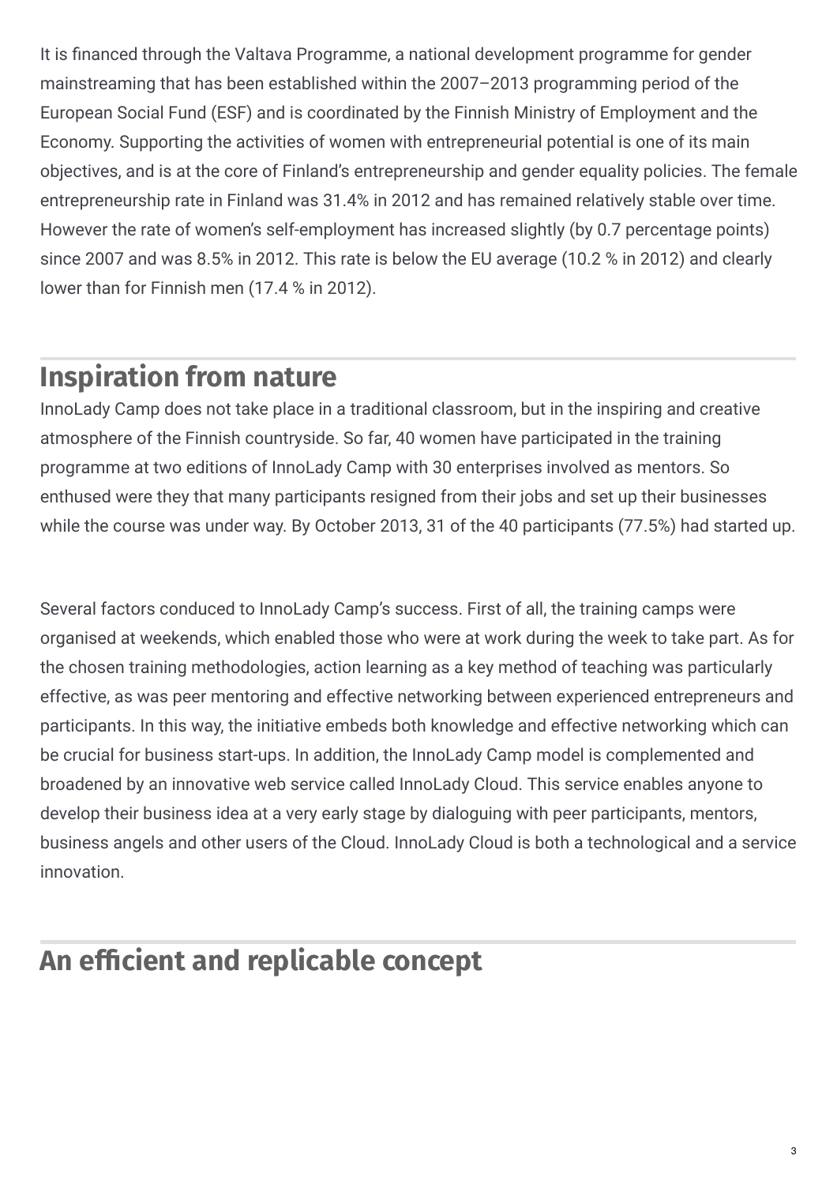It is financed through the Valtava Programme, a national development programme for gender mainstreaming that has been established within the 2007–2013 programming period of the European Social Fund (ESF) and is coordinated by the Finnish Ministry of Employment and the Economy. Supporting the activities of women with entrepreneurial potential is one of its main objectives, and is at the core of Finland's entrepreneurship and gender equality policies. The female entrepreneurship rate in Finland was 31.4% in 2012 and has remained relatively stable over time. However the rate of women's self-employment has increased slightly (by 0.7 percentage points) since 2007 and was 8.5% in 2012. This rate is below the EU average (10.2 % in 2012) and clearly lower than for Finnish men (17.4 % in 2012).

## Inspiration from nature

InnoLady Camp does not take place in a traditional classroom, but in the inspiring and creative atmosphere of the Finnish countryside. So far, 40 women have participated in the training programme at two editions of InnoLady Camp with 30 enterprises involved as mentors. So enthused were they that many participants resigned from their jobs and set up their businesses while the course was under way. By October 2013, 31 of the 40 participants (77.5%) had started up.

Several factors conduced to InnoLady Camp's success. First of all, the training camps were organised at weekends, which enabled those who were at work during the week to take part. As for the chosen training methodologies, action learning as a key method of teaching was particularly effective, as was peer mentoring and effective networking between experienced entrepreneurs and participants. In this way, the initiative embeds both knowledge and effective networking which can be crucial for business start-ups. In addition, the InnoLady Camp model is complemented and broadened by an innovative web service called InnoLady Cloud. This service enables anyone to develop their business idea at a very early stage by dialoguing with peer participants, mentors, business angels and other users of the Cloud. InnoLady Cloud is both a technological and a service innovation.

## An efficient and replicable concept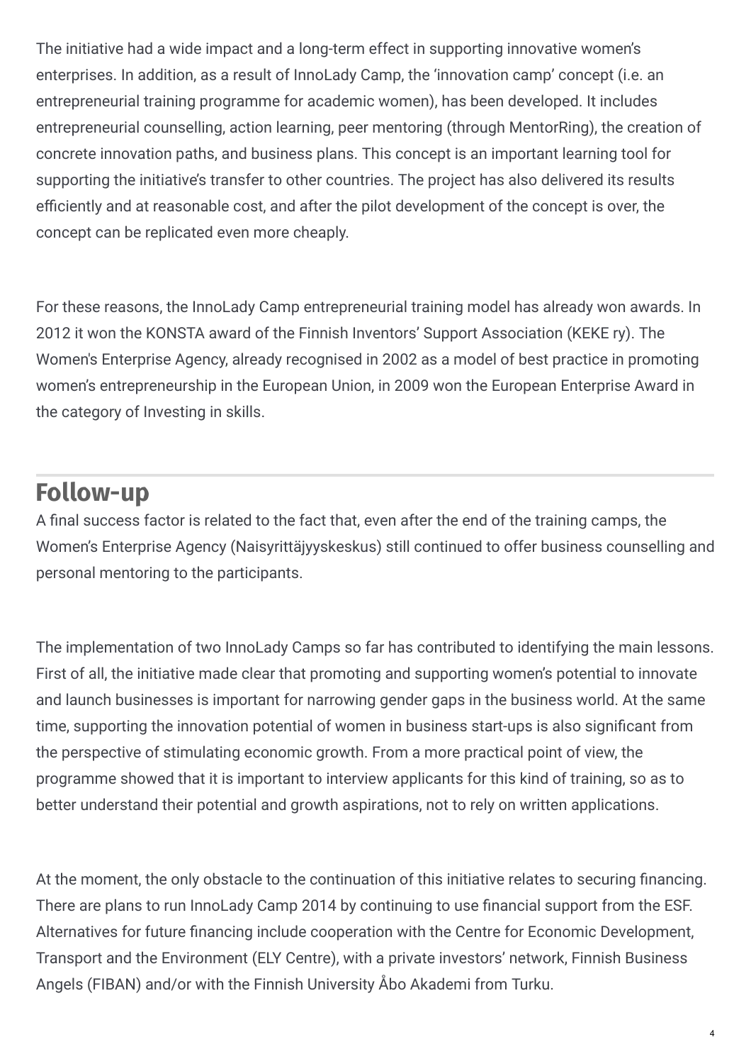The initiative had a wide impact and a long-term effect in supporting innovative women's enterprises. In addition, as a result of InnoLady Camp, the 'innovation camp' concept (i.e. an entrepreneurial training programme for academic women), has been developed. It includes entrepreneurial counselling, action learning, peer mentoring (through MentorRing), the creation of concrete innovation paths, and business plans. This concept is an important learning tool for supporting the initiative's transfer to other countries. The project has also delivered its results efficiently and at reasonable cost, and after the pilot development of the concept is over, the concept can be replicated even more cheaply.

For these reasons, the InnoLady Camp entrepreneurial training model has already won awards. In 2012 it won the KONSTA award of the Finnish Inventors' Support Association (KEKE ry). The Women's Enterprise Agency, already recognised in 2002 as a model of best practice in promoting women's entrepreneurship in the European Union, in 2009 won the European Enterprise Award in the category of Investing in skills.

## Follow-up

A final success factor is related to the fact that, even after the end of the training camps, the Women's Enterprise Agency (Naisyrittäjyyskeskus) still continued to offer business counselling and personal mentoring to the participants.

The implementation of two InnoLady Camps so far has contributed to identifying the main lessons. First of all, the initiative made clear that promoting and supporting women's potential to innovate and launch businesses is important for narrowing gender gaps in the business world. At the same time, supporting the innovation potential of women in business start-ups is also significant from the perspective of stimulating economic growth. From a more practical point of view, the programme showed that it is important to interview applicants for this kind of training, so as to better understand their potential and growth aspirations, not to rely on written applications.

At the moment, the only obstacle to the continuation of this initiative relates to securing financing. There are plans to run InnoLady Camp 2014 by continuing to use financial support from the ESF. Alternatives for future financing include cooperation with the Centre for Economic Development, Transport and the Environment (ELY Centre), with a private investors' network, Finnish Business Angels (FIBAN) and/or with the Finnish University Åbo Akademi from Turku.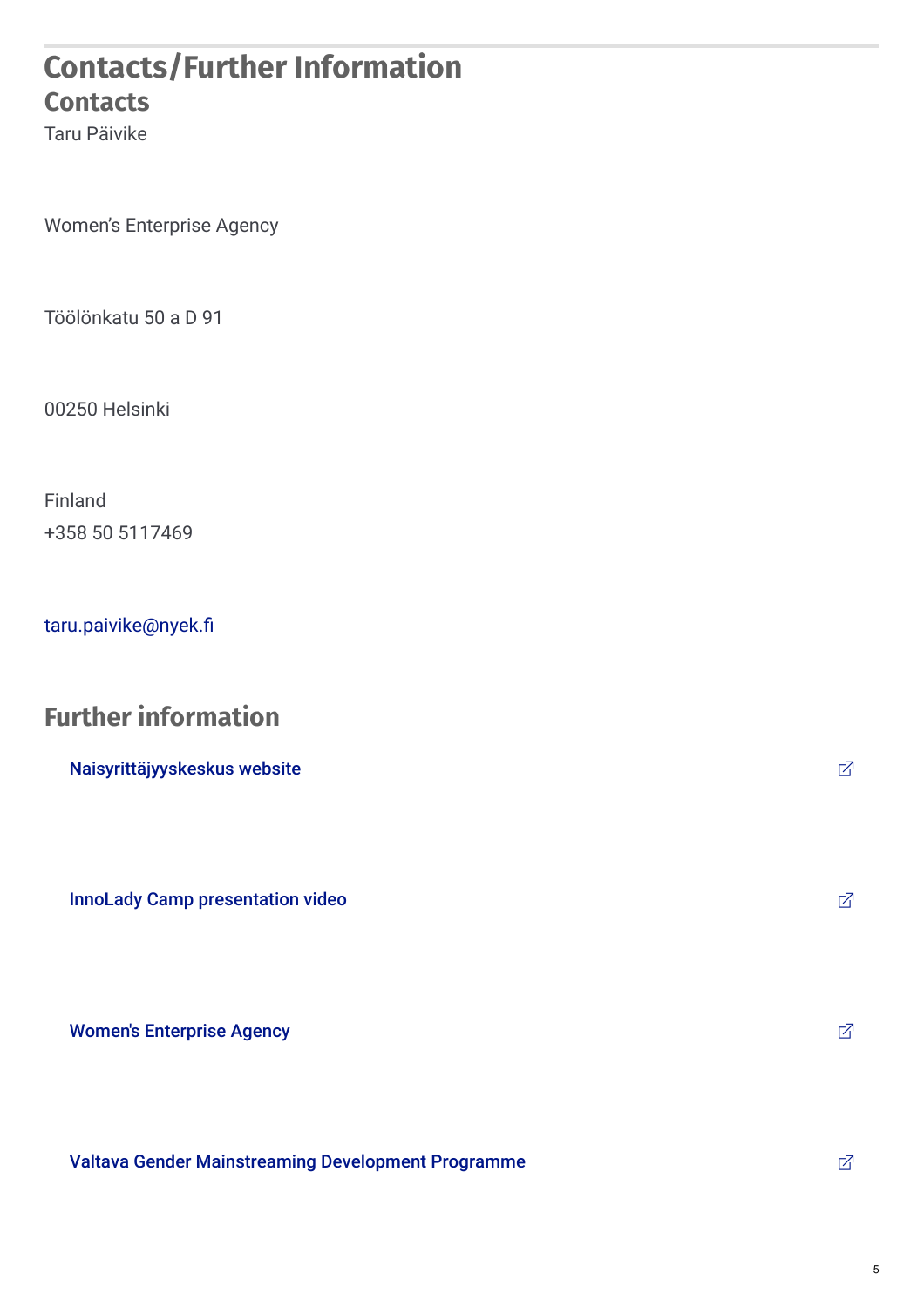# Contacts/Further Information

## Contacts

Taru Päivike

Women's Enterprise Agency

Töölönkatu 50 a D 91

00250 Helsinki

Finland
+358 50 5117469

taru.paivike@nyek.fi

## Further information

Naisyrittäjyyskeskus website

InnoLady Camp presentation video

Women's Enterprise Agency

Valtava Gender Mainstreaming Development Programme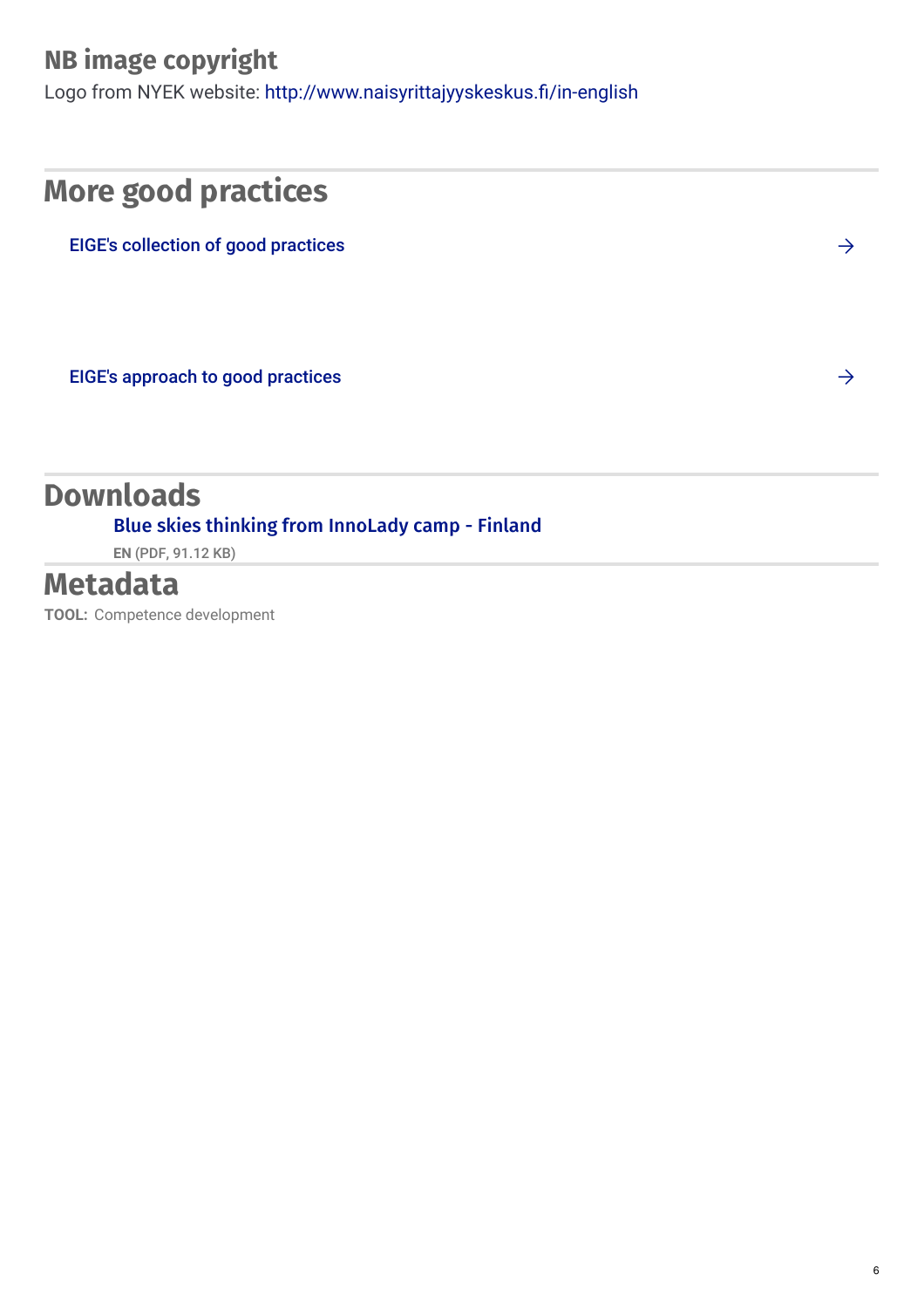## NB image copyright

Logo from NYEK website: http://www.naisyrittajyyskeskus.fi/in-english

## More good practices

EIGE's collection of good practices →

EIGE's approach to good practices →

## Downloads

Blue skies thinking from InnoLady camp - Finland

**EN** (PDF, 91.12 KB)

## Metadata

**TOOL:** Competence development